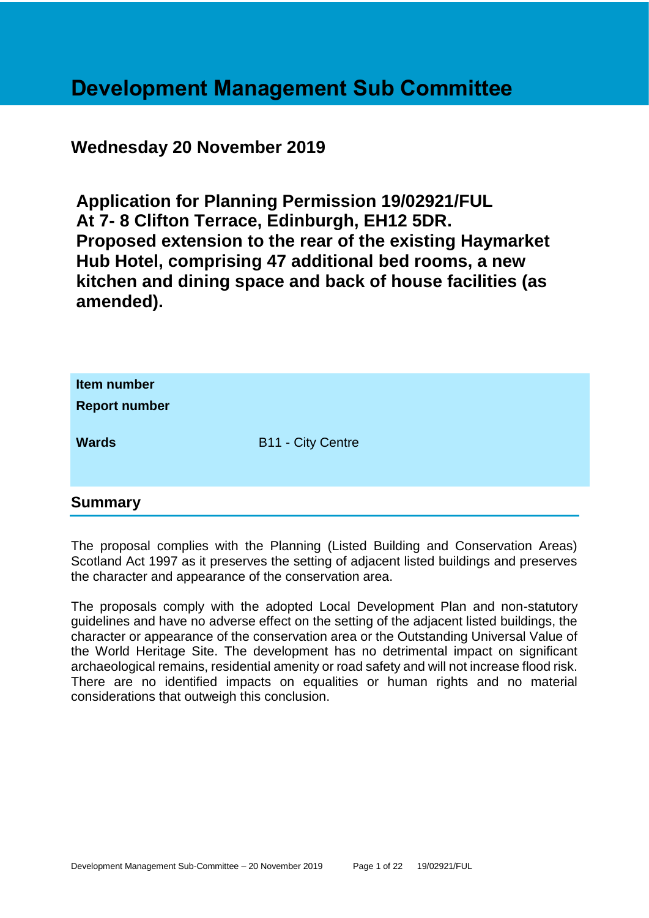# Development Management Sub Committee

## Wednesday 20 November 2019

## Application for Planning Permission 19/02921/FUL At 7- 8 Clifton Terrace, Edinburgh, EH12 5DR. Proposed extension to the rear of the existing Haymarket Hub Hotel, comprising 47 additional bed rooms, a new kitchen and dining space and back of house facilities (as amended).

| | |
|---|---|
| **Item number** | |
| **Report number** | |
| **Wards** | B11 - City Centre |

## Summary

The proposal complies with the Planning (Listed Building and Conservation Areas) Scotland Act 1997 as it preserves the setting of adjacent listed buildings and preserves the character and appearance of the conservation area.

The proposals comply with the adopted Local Development Plan and non-statutory guidelines and have no adverse effect on the setting of the adjacent listed buildings, the character or appearance of the conservation area or the Outstanding Universal Value of the World Heritage Site. The development has no detrimental impact on significant archaeological remains, residential amenity or road safety and will not increase flood risk. There are no identified impacts on equalities or human rights and no material considerations that outweigh this conclusion.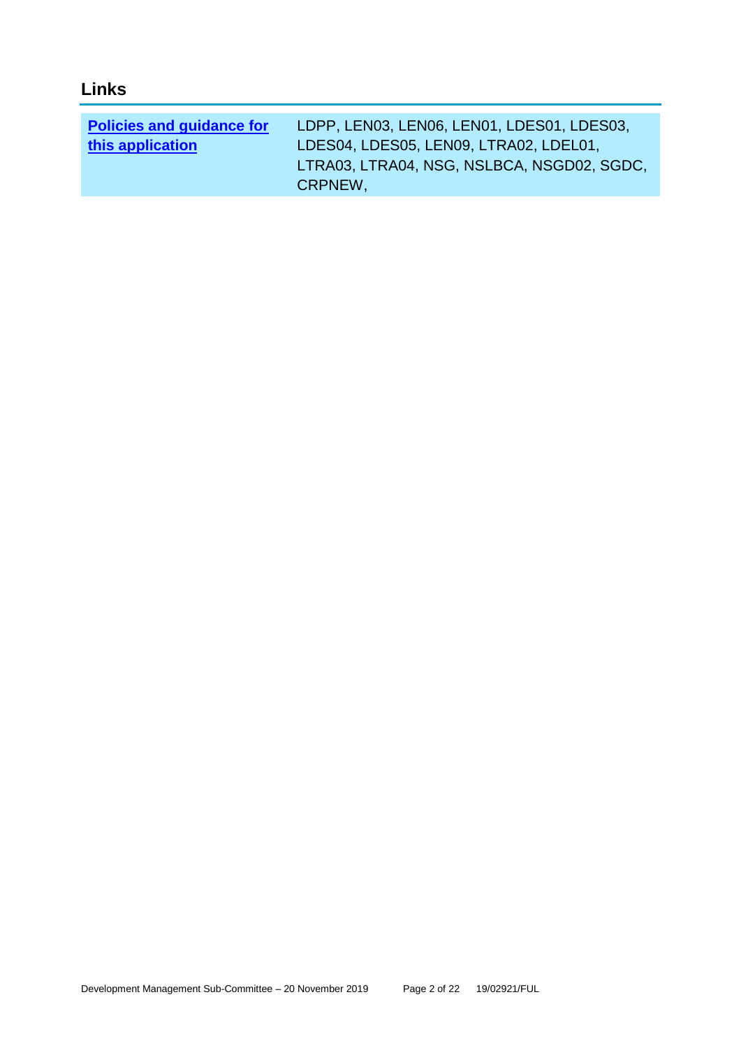## Links

| **Policies and guidance for this application** | LDPP, LEN03, LEN06, LEN01, LDES01, LDES03, LDES04, LDES05, LEN09, LTRA02, LDEL01, LTRA03, LTRA04, NSG, NSLBCA, NSGD02, SGDC, CRPNEW, |
|---|---|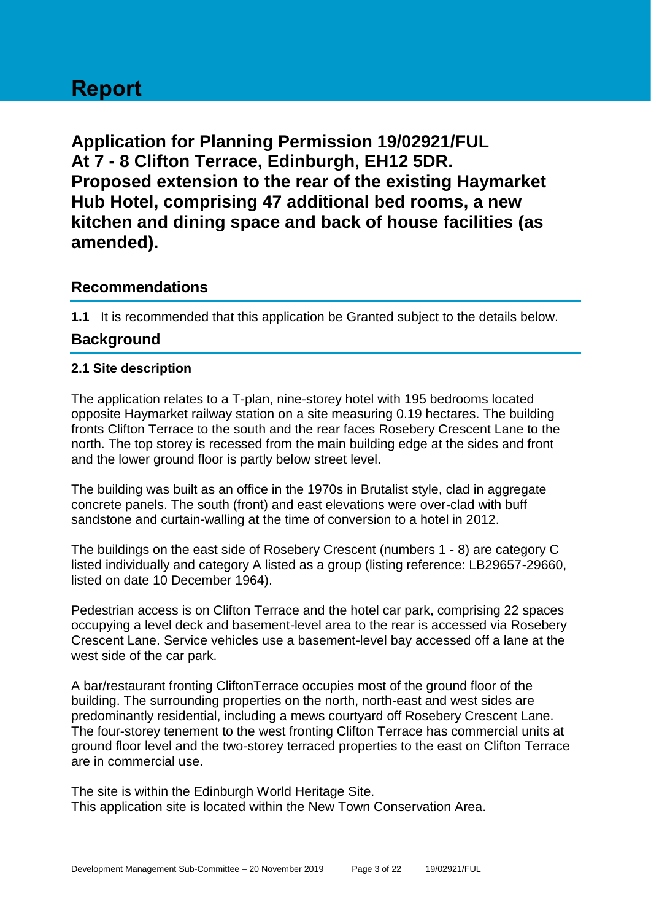# Report

## Application for Planning Permission 19/02921/FUL At 7 - 8 Clifton Terrace, Edinburgh, EH12 5DR. Proposed extension to the rear of the existing Haymarket Hub Hotel, comprising 47 additional bed rooms, a new kitchen and dining space and back of house facilities (as amended).

### Recommendations

**1.1** It is recommended that this application be Granted subject to the details below.

### Background

#### 2.1 Site description

The application relates to a T-plan, nine-storey hotel with 195 bedrooms located opposite Haymarket railway station on a site measuring 0.19 hectares. The building fronts Clifton Terrace to the south and the rear faces Rosebery Crescent Lane to the north. The top storey is recessed from the main building edge at the sides and front and the lower ground floor is partly below street level.

The building was built as an office in the 1970s in Brutalist style, clad in aggregate concrete panels. The south (front) and east elevations were over-clad with buff sandstone and curtain-walling at the time of conversion to a hotel in 2012.

The buildings on the east side of Rosebery Crescent (numbers 1 - 8) are category C listed individually and category A listed as a group (listing reference: LB29657-29660, listed on date 10 December 1964).

Pedestrian access is on Clifton Terrace and the hotel car park, comprising 22 spaces occupying a level deck and basement-level area to the rear is accessed via Rosebery Crescent Lane. Service vehicles use a basement-level bay accessed off a lane at the west side of the car park.

A bar/restaurant fronting CliftonTerrace occupies most of the ground floor of the building. The surrounding properties on the north, north-east and west sides are predominantly residential, including a mews courtyard off Rosebery Crescent Lane. The four-storey tenement to the west fronting Clifton Terrace has commercial units at ground floor level and the two-storey terraced properties to the east on Clifton Terrace are in commercial use.

The site is within the Edinburgh World Heritage Site.
This application site is located within the New Town Conservation Area.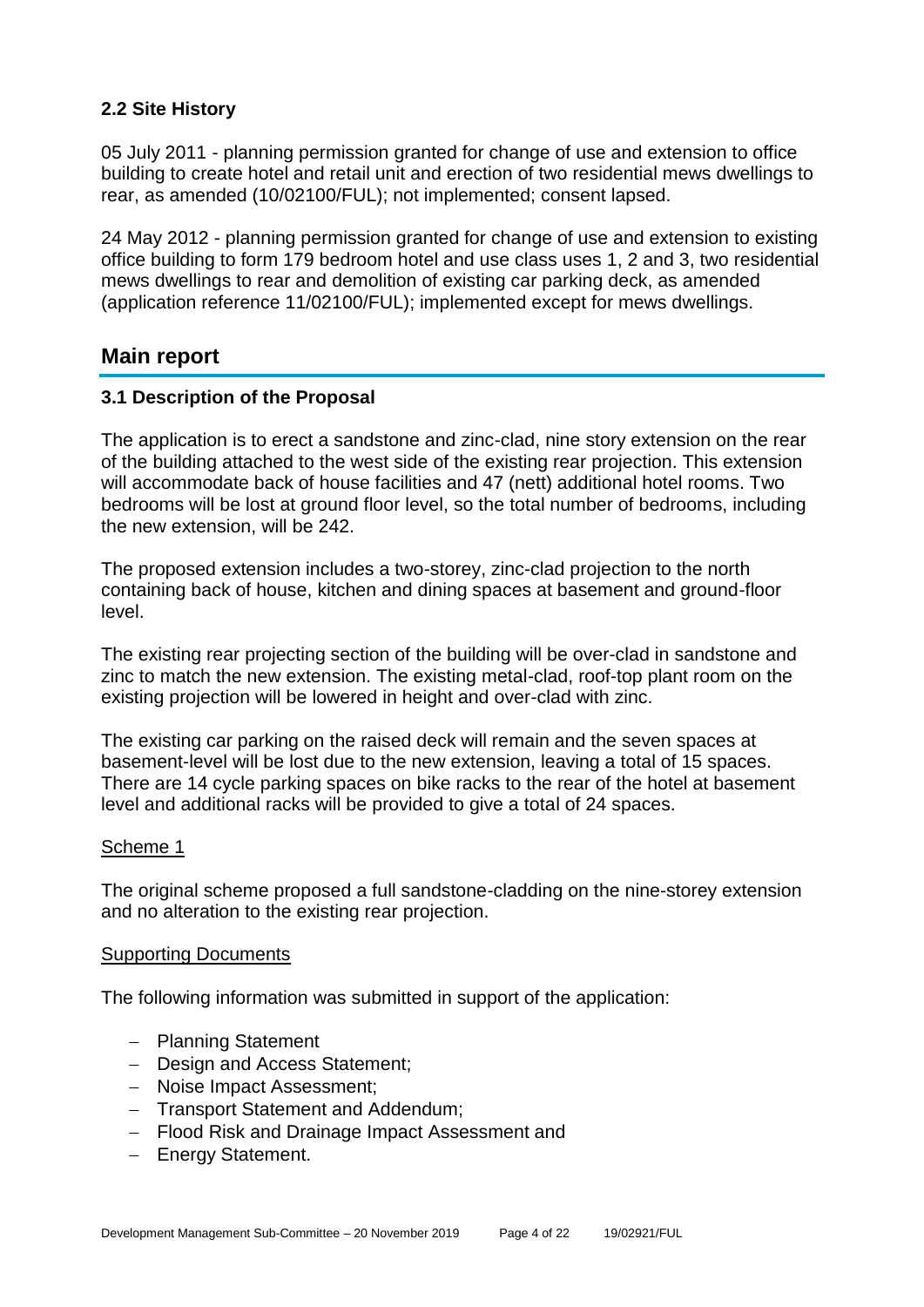### 2.2 Site History

05 July 2011 - planning permission granted for change of use and extension to office building to create hotel and retail unit and erection of two residential mews dwellings to rear, as amended (10/02100/FUL); not implemented; consent lapsed.

24 May 2012 - planning permission granted for change of use and extension to existing office building to form 179 bedroom hotel and use class uses 1, 2 and 3, two residential mews dwellings to rear and demolition of existing car parking deck, as amended (application reference 11/02100/FUL); implemented except for mews dwellings.

## Main report

### 3.1 Description of the Proposal

The application is to erect a sandstone and zinc-clad, nine story extension on the rear of the building attached to the west side of the existing rear projection. This extension will accommodate back of house facilities and 47 (nett) additional hotel rooms. Two bedrooms will be lost at ground floor level, so the total number of bedrooms, including the new extension, will be 242.

The proposed extension includes a two-storey, zinc-clad projection to the north containing back of house, kitchen and dining spaces at basement and ground-floor level.

The existing rear projecting section of the building will be over-clad in sandstone and zinc to match the new extension. The existing metal-clad, roof-top plant room on the existing projection will be lowered in height and over-clad with zinc.

The existing car parking on the raised deck will remain and the seven spaces at basement-level will be lost due to the new extension, leaving a total of 15 spaces. There are 14 cycle parking spaces on bike racks to the rear of the hotel at basement level and additional racks will be provided to give a total of 24 spaces.

Scheme 1

The original scheme proposed a full sandstone-cladding on the nine-storey extension and no alteration to the existing rear projection.

Supporting Documents

The following information was submitted in support of the application:

- Planning Statement
- Design and Access Statement;
- Noise Impact Assessment;
- Transport Statement and Addendum;
- Flood Risk and Drainage Impact Assessment and
- Energy Statement.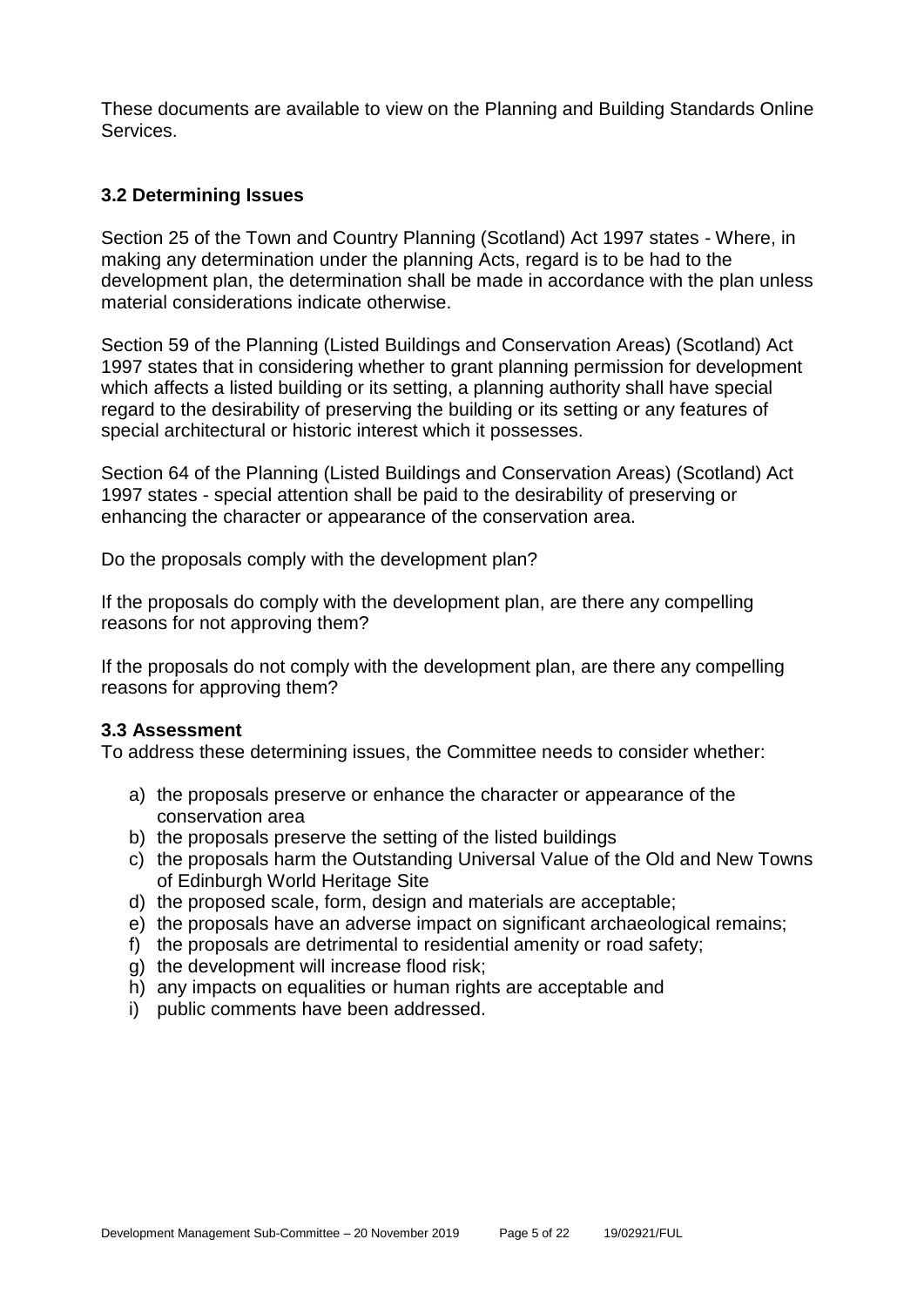These documents are available to view on the Planning and Building Standards Online Services.

### 3.2 Determining Issues

Section 25 of the Town and Country Planning (Scotland) Act 1997 states - Where, in making any determination under the planning Acts, regard is to be had to the development plan, the determination shall be made in accordance with the plan unless material considerations indicate otherwise.

Section 59 of the Planning (Listed Buildings and Conservation Areas) (Scotland) Act 1997 states that in considering whether to grant planning permission for development which affects a listed building or its setting, a planning authority shall have special regard to the desirability of preserving the building or its setting or any features of special architectural or historic interest which it possesses.

Section 64 of the Planning (Listed Buildings and Conservation Areas) (Scotland) Act 1997 states - special attention shall be paid to the desirability of preserving or enhancing the character or appearance of the conservation area.

Do the proposals comply with the development plan?

If the proposals do comply with the development plan, are there any compelling reasons for not approving them?

If the proposals do not comply with the development plan, are there any compelling reasons for approving them?

### 3.3 Assessment

To address these determining issues, the Committee needs to consider whether:

a) the proposals preserve or enhance the character or appearance of the conservation area
b) the proposals preserve the setting of the listed buildings
c) the proposals harm the Outstanding Universal Value of the Old and New Towns of Edinburgh World Heritage Site
d) the proposed scale, form, design and materials are acceptable;
e) the proposals have an adverse impact on significant archaeological remains;
f) the proposals are detrimental to residential amenity or road safety;
g) the development will increase flood risk;
h) any impacts on equalities or human rights are acceptable and
i) public comments have been addressed.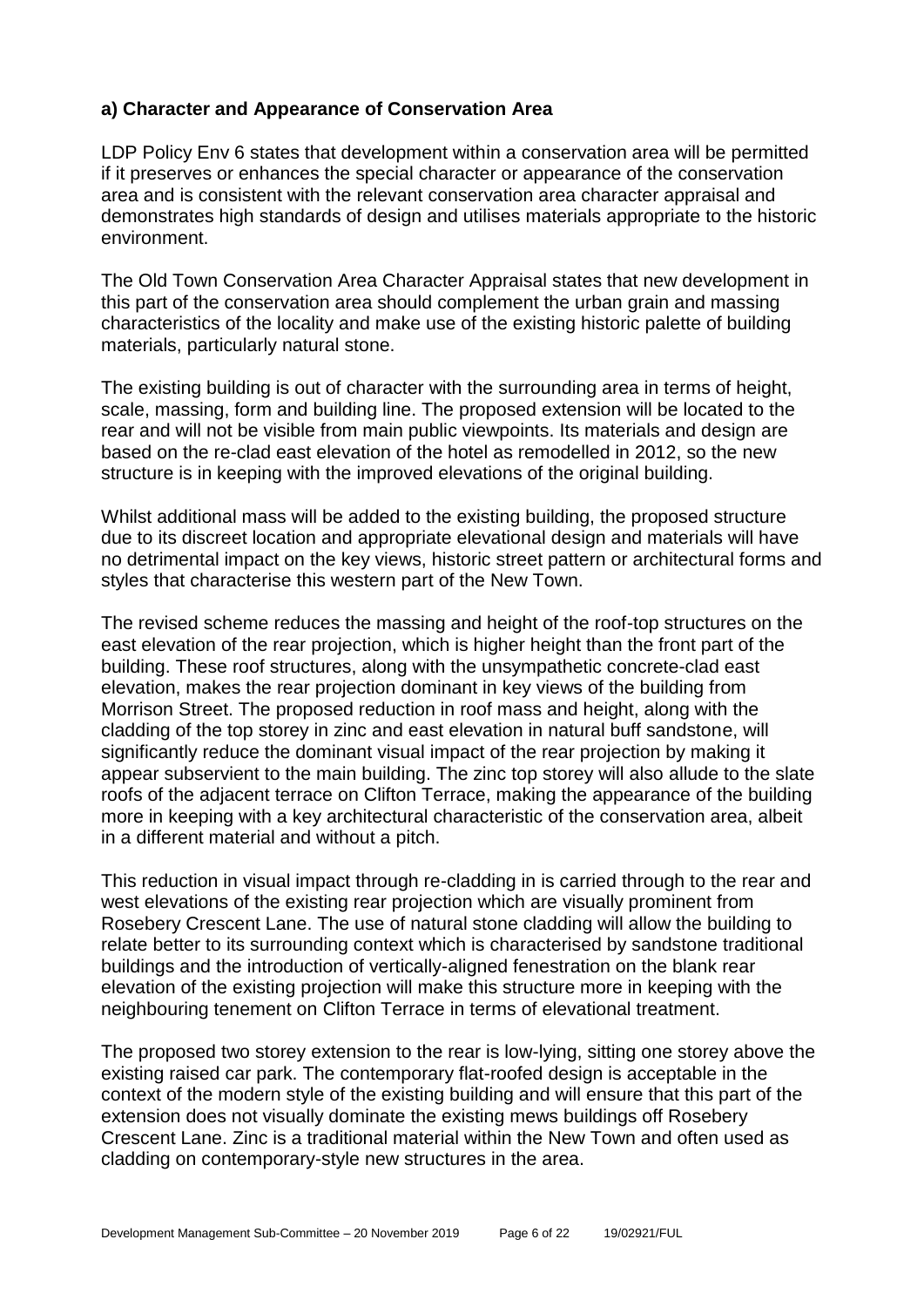### a) Character and Appearance of Conservation Area

LDP Policy Env 6 states that development within a conservation area will be permitted if it preserves or enhances the special character or appearance of the conservation area and is consistent with the relevant conservation area character appraisal and demonstrates high standards of design and utilises materials appropriate to the historic environment.

The Old Town Conservation Area Character Appraisal states that new development in this part of the conservation area should complement the urban grain and massing characteristics of the locality and make use of the existing historic palette of building materials, particularly natural stone.

The existing building is out of character with the surrounding area in terms of height, scale, massing, form and building line. The proposed extension will be located to the rear and will not be visible from main public viewpoints. Its materials and design are based on the re-clad east elevation of the hotel as remodelled in 2012, so the new structure is in keeping with the improved elevations of the original building.

Whilst additional mass will be added to the existing building, the proposed structure due to its discreet location and appropriate elevational design and materials will have no detrimental impact on the key views, historic street pattern or architectural forms and styles that characterise this western part of the New Town.

The revised scheme reduces the massing and height of the roof-top structures on the east elevation of the rear projection, which is higher height than the front part of the building. These roof structures, along with the unsympathetic concrete-clad east elevation, makes the rear projection dominant in key views of the building from Morrison Street. The proposed reduction in roof mass and height, along with the cladding of the top storey in zinc and east elevation in natural buff sandstone, will significantly reduce the dominant visual impact of the rear projection by making it appear subservient to the main building. The zinc top storey will also allude to the slate roofs of the adjacent terrace on Clifton Terrace, making the appearance of the building more in keeping with a key architectural characteristic of the conservation area, albeit in a different material and without a pitch.

This reduction in visual impact through re-cladding in is carried through to the rear and west elevations of the existing rear projection which are visually prominent from Rosebery Crescent Lane. The use of natural stone cladding will allow the building to relate better to its surrounding context which is characterised by sandstone traditional buildings and the introduction of vertically-aligned fenestration on the blank rear elevation of the existing projection will make this structure more in keeping with the neighbouring tenement on Clifton Terrace in terms of elevational treatment.

The proposed two storey extension to the rear is low-lying, sitting one storey above the existing raised car park. The contemporary flat-roofed design is acceptable in the context of the modern style of the existing building and will ensure that this part of the extension does not visually dominate the existing mews buildings off Rosebery Crescent Lane. Zinc is a traditional material within the New Town and often used as cladding on contemporary-style new structures in the area.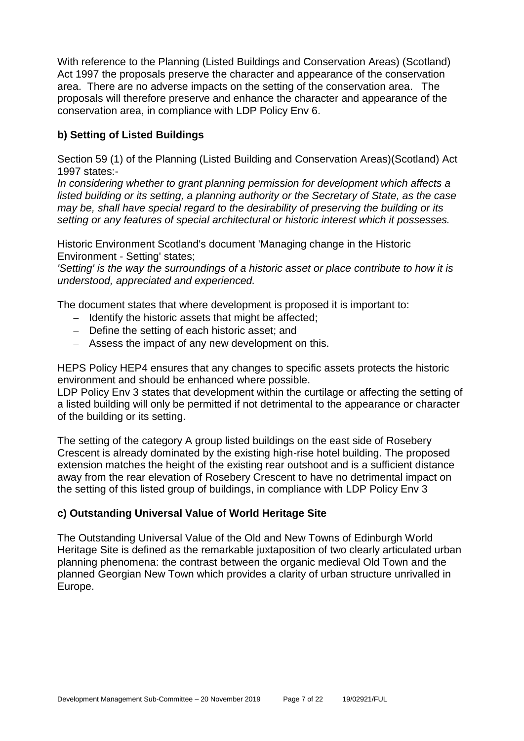With reference to the Planning (Listed Buildings and Conservation Areas) (Scotland) Act 1997 the proposals preserve the character and appearance of the conservation area. There are no adverse impacts on the setting of the conservation area. The proposals will therefore preserve and enhance the character and appearance of the conservation area, in compliance with LDP Policy Env 6.

### b) Setting of Listed Buildings

Section 59 (1) of the Planning (Listed Building and Conservation Areas)(Scotland) Act 1997 states:-

*In considering whether to grant planning permission for development which affects a listed building or its setting, a planning authority or the Secretary of State, as the case may be, shall have special regard to the desirability of preserving the building or its setting or any features of special architectural or historic interest which it possesses.*

Historic Environment Scotland's document 'Managing change in the Historic Environment - Setting' states;

*'Setting' is the way the surroundings of a historic asset or place contribute to how it is understood, appreciated and experienced.*

The document states that where development is proposed it is important to:

- Identify the historic assets that might be affected;
- Define the setting of each historic asset; and
- Assess the impact of any new development on this.

HEPS Policy HEP4 ensures that any changes to specific assets protects the historic environment and should be enhanced where possible.

LDP Policy Env 3 states that development within the curtilage or affecting the setting of a listed building will only be permitted if not detrimental to the appearance or character of the building or its setting.

The setting of the category A group listed buildings on the east side of Rosebery Crescent is already dominated by the existing high-rise hotel building. The proposed extension matches the height of the existing rear outshoot and is a sufficient distance away from the rear elevation of Rosebery Crescent to have no detrimental impact on the setting of this listed group of buildings, in compliance with LDP Policy Env 3

### c) Outstanding Universal Value of World Heritage Site

The Outstanding Universal Value of the Old and New Towns of Edinburgh World Heritage Site is defined as the remarkable juxtaposition of two clearly articulated urban planning phenomena: the contrast between the organic medieval Old Town and the planned Georgian New Town which provides a clarity of urban structure unrivalled in Europe.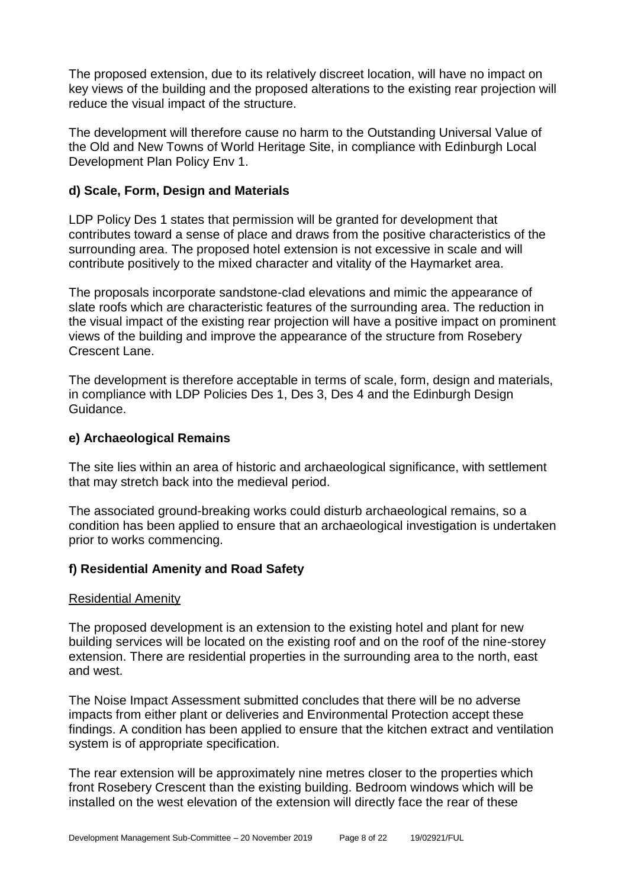The proposed extension, due to its relatively discreet location, will have no impact on key views of the building and the proposed alterations to the existing rear projection will reduce the visual impact of the structure.

The development will therefore cause no harm to the Outstanding Universal Value of the Old and New Towns of World Heritage Site, in compliance with Edinburgh Local Development Plan Policy Env 1.

### d) Scale, Form, Design and Materials

LDP Policy Des 1 states that permission will be granted for development that contributes toward a sense of place and draws from the positive characteristics of the surrounding area. The proposed hotel extension is not excessive in scale and will contribute positively to the mixed character and vitality of the Haymarket area.

The proposals incorporate sandstone-clad elevations and mimic the appearance of slate roofs which are characteristic features of the surrounding area. The reduction in the visual impact of the existing rear projection will have a positive impact on prominent views of the building and improve the appearance of the structure from Rosebery Crescent Lane.

The development is therefore acceptable in terms of scale, form, design and materials, in compliance with LDP Policies Des 1, Des 3, Des 4 and the Edinburgh Design Guidance.

### e) Archaeological Remains

The site lies within an area of historic and archaeological significance, with settlement that may stretch back into the medieval period.

The associated ground-breaking works could disturb archaeological remains, so a condition has been applied to ensure that an archaeological investigation is undertaken prior to works commencing.

### f) Residential Amenity and Road Safety

Residential Amenity

The proposed development is an extension to the existing hotel and plant for new building services will be located on the existing roof and on the roof of the nine-storey extension. There are residential properties in the surrounding area to the north, east and west.

The Noise Impact Assessment submitted concludes that there will be no adverse impacts from either plant or deliveries and Environmental Protection accept these findings. A condition has been applied to ensure that the kitchen extract and ventilation system is of appropriate specification.

The rear extension will be approximately nine metres closer to the properties which front Rosebery Crescent than the existing building. Bedroom windows which will be installed on the west elevation of the extension will directly face the rear of these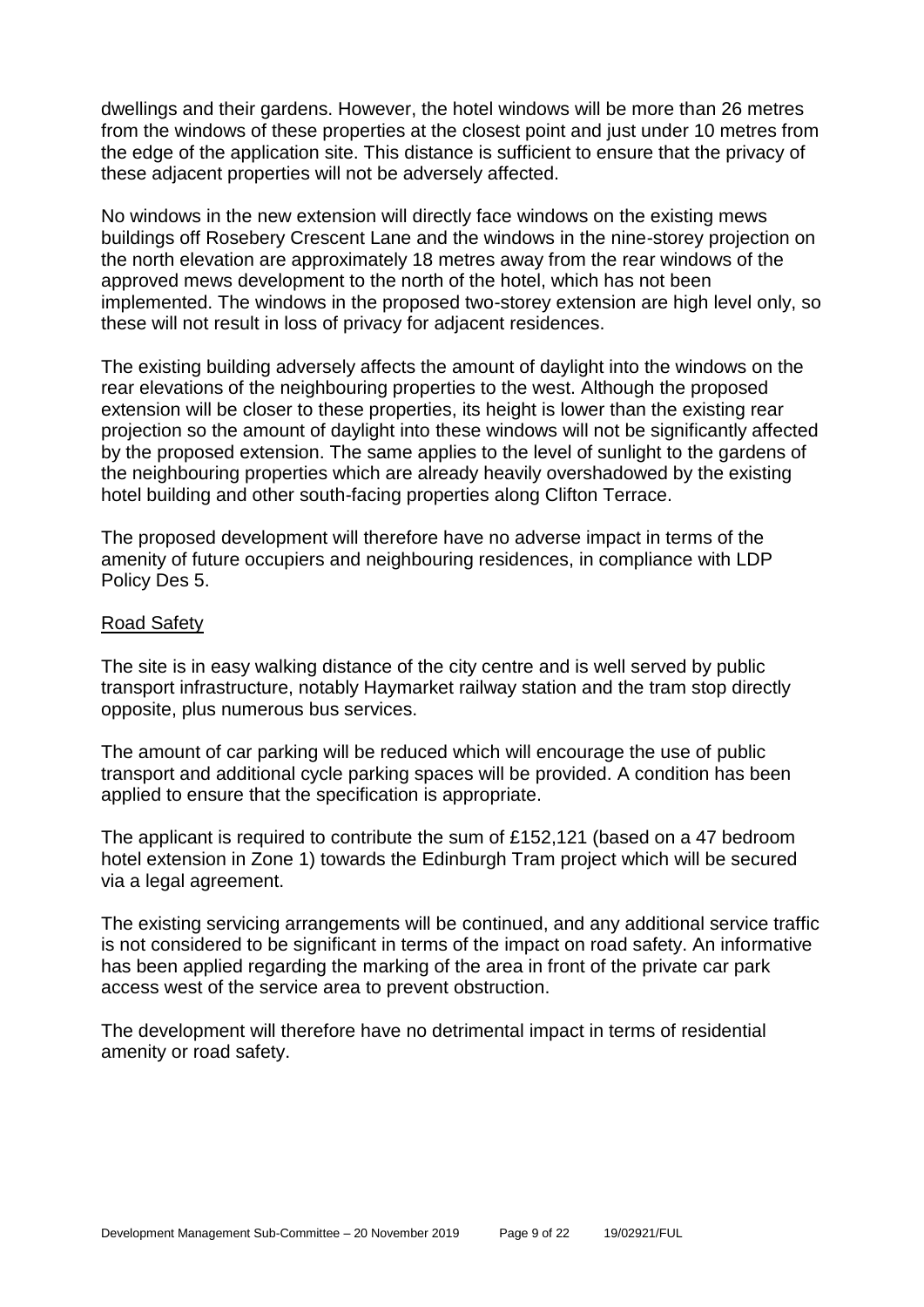dwellings and their gardens. However, the hotel windows will be more than 26 metres from the windows of these properties at the closest point and just under 10 metres from the edge of the application site. This distance is sufficient to ensure that the privacy of these adjacent properties will not be adversely affected.

No windows in the new extension will directly face windows on the existing mews buildings off Rosebery Crescent Lane and the windows in the nine-storey projection on the north elevation are approximately 18 metres away from the rear windows of the approved mews development to the north of the hotel, which has not been implemented. The windows in the proposed two-storey extension are high level only, so these will not result in loss of privacy for adjacent residences.

The existing building adversely affects the amount of daylight into the windows on the rear elevations of the neighbouring properties to the west. Although the proposed extension will be closer to these properties, its height is lower than the existing rear projection so the amount of daylight into these windows will not be significantly affected by the proposed extension. The same applies to the level of sunlight to the gardens of the neighbouring properties which are already heavily overshadowed by the existing hotel building and other south-facing properties along Clifton Terrace.

The proposed development will therefore have no adverse impact in terms of the amenity of future occupiers and neighbouring residences, in compliance with LDP Policy Des 5.

<u>Road Safety</u>

The site is in easy walking distance of the city centre and is well served by public transport infrastructure, notably Haymarket railway station and the tram stop directly opposite, plus numerous bus services.

The amount of car parking will be reduced which will encourage the use of public transport and additional cycle parking spaces will be provided. A condition has been applied to ensure that the specification is appropriate.

The applicant is required to contribute the sum of £152,121 (based on a 47 bedroom hotel extension in Zone 1) towards the Edinburgh Tram project which will be secured via a legal agreement.

The existing servicing arrangements will be continued, and any additional service traffic is not considered to be significant in terms of the impact on road safety. An informative has been applied regarding the marking of the area in front of the private car park access west of the service area to prevent obstruction.

The development will therefore have no detrimental impact in terms of residential amenity or road safety.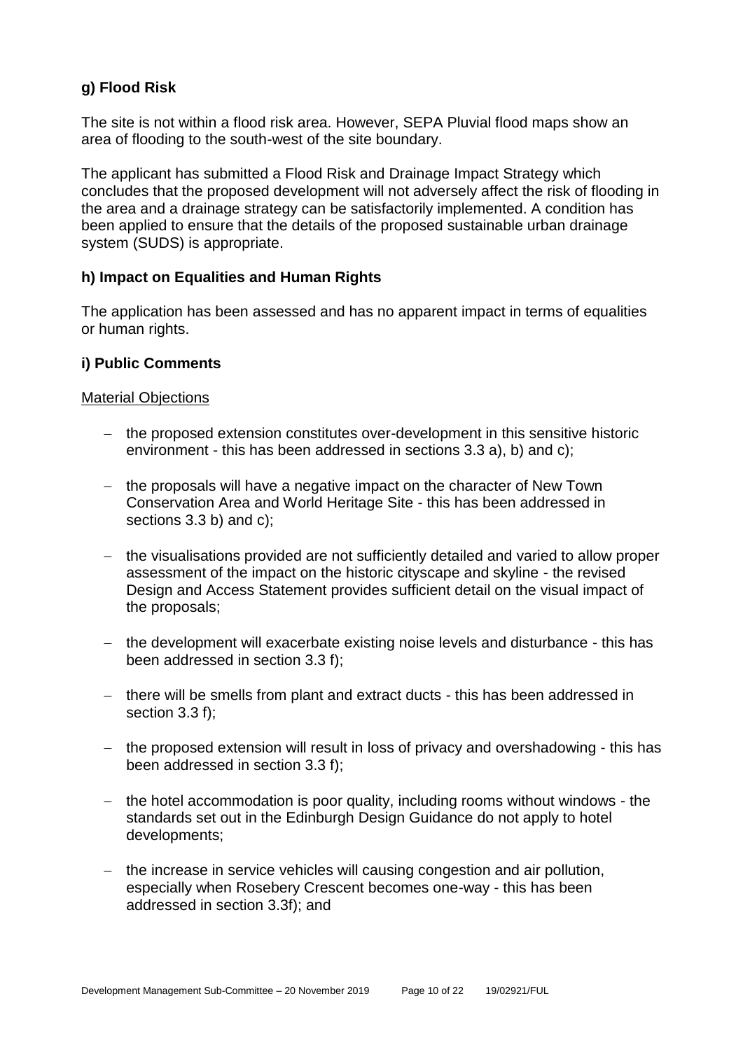### g) Flood Risk

The site is not within a flood risk area. However, SEPA Pluvial flood maps show an area of flooding to the south-west of the site boundary.

The applicant has submitted a Flood Risk and Drainage Impact Strategy which concludes that the proposed development will not adversely affect the risk of flooding in the area and a drainage strategy can be satisfactorily implemented. A condition has been applied to ensure that the details of the proposed sustainable urban drainage system (SUDS) is appropriate.

### h) Impact on Equalities and Human Rights

The application has been assessed and has no apparent impact in terms of equalities or human rights.

### i) Public Comments

Material Objections

- the proposed extension constitutes over-development in this sensitive historic environment - this has been addressed in sections 3.3 a), b) and c);
- the proposals will have a negative impact on the character of New Town Conservation Area and World Heritage Site - this has been addressed in sections 3.3 b) and c);
- the visualisations provided are not sufficiently detailed and varied to allow proper assessment of the impact on the historic cityscape and skyline - the revised Design and Access Statement provides sufficient detail on the visual impact of the proposals;
- the development will exacerbate existing noise levels and disturbance - this has been addressed in section 3.3 f);
- there will be smells from plant and extract ducts - this has been addressed in section 3.3 f);
- the proposed extension will result in loss of privacy and overshadowing - this has been addressed in section 3.3 f);
- the hotel accommodation is poor quality, including rooms without windows - the standards set out in the Edinburgh Design Guidance do not apply to hotel developments;
- the increase in service vehicles will causing congestion and air pollution, especially when Rosebery Crescent becomes one-way - this has been addressed in section 3.3f); and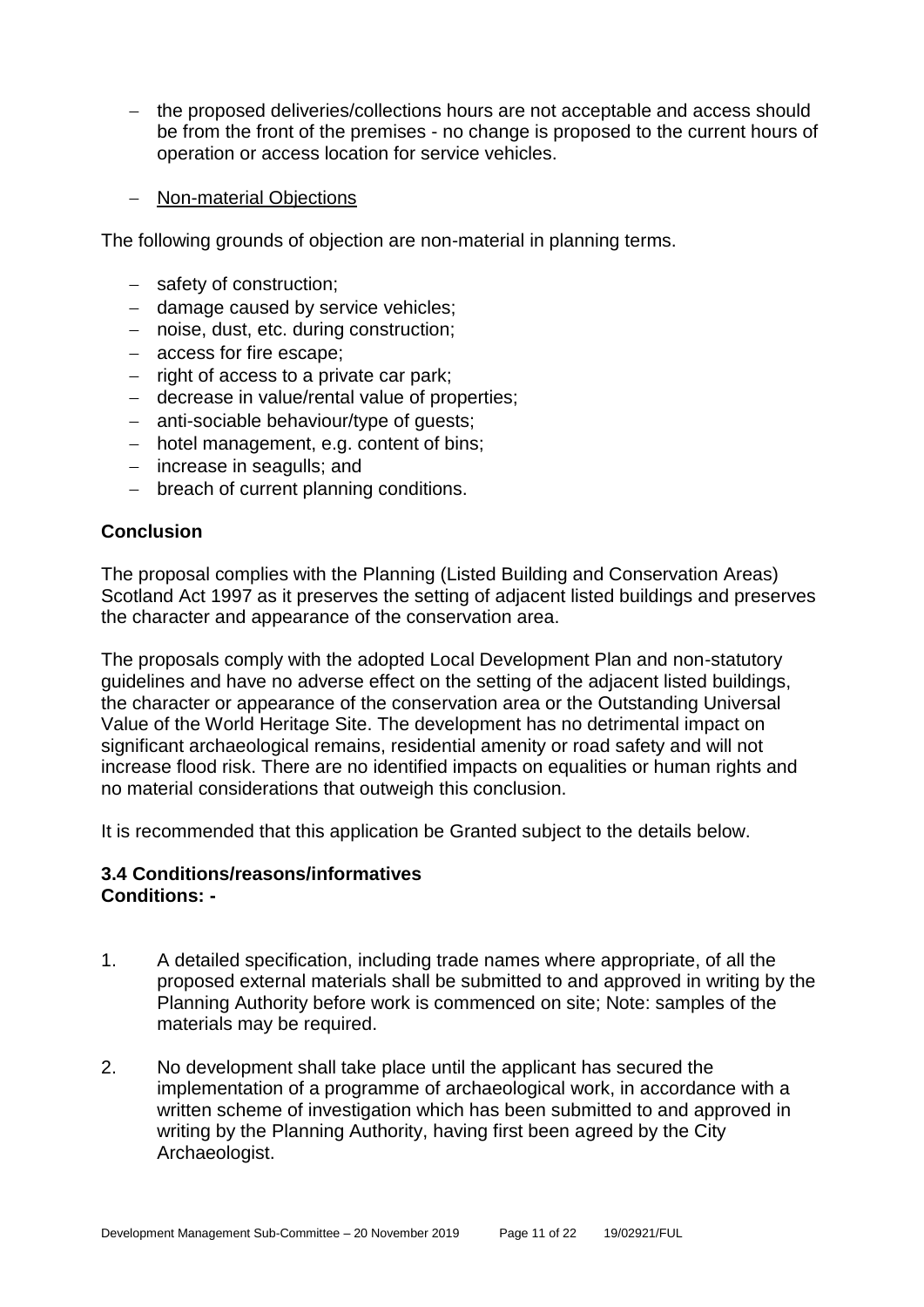- the proposed deliveries/collections hours are not acceptable and access should be from the front of the premises - no change is proposed to the current hours of operation or access location for service vehicles.

- Non-material Objections

The following grounds of objection are non-material in planning terms.

- safety of construction;
- damage caused by service vehicles;
- noise, dust, etc. during construction;
- access for fire escape;
- right of access to a private car park;
- decrease in value/rental value of properties;
- anti-sociable behaviour/type of guests;
- hotel management, e.g. content of bins;
- increase in seagulls; and
- breach of current planning conditions.

**Conclusion**

The proposal complies with the Planning (Listed Building and Conservation Areas) Scotland Act 1997 as it preserves the setting of adjacent listed buildings and preserves the character and appearance of the conservation area.

The proposals comply with the adopted Local Development Plan and non-statutory guidelines and have no adverse effect on the setting of the adjacent listed buildings, the character or appearance of the conservation area or the Outstanding Universal Value of the World Heritage Site. The development has no detrimental impact on significant archaeological remains, residential amenity or road safety and will not increase flood risk. There are no identified impacts on equalities or human rights and no material considerations that outweigh this conclusion.

It is recommended that this application be Granted subject to the details below.

### 3.4 Conditions/reasons/informatives

**Conditions: -**

1. A detailed specification, including trade names where appropriate, of all the proposed external materials shall be submitted to and approved in writing by the Planning Authority before work is commenced on site; Note: samples of the materials may be required.

2. No development shall take place until the applicant has secured the implementation of a programme of archaeological work, in accordance with a written scheme of investigation which has been submitted to and approved in writing by the Planning Authority, having first been agreed by the City Archaeologist.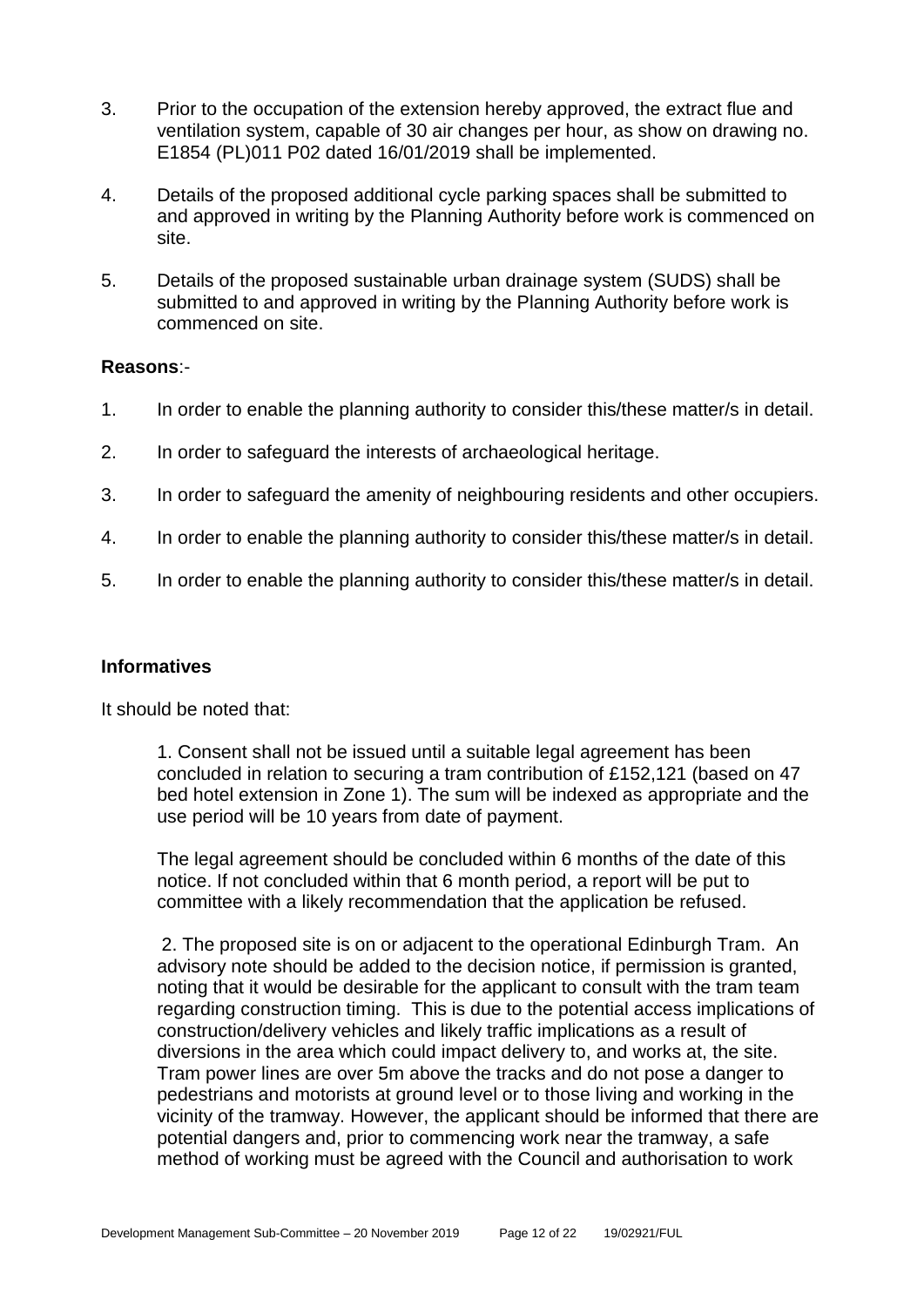3. Prior to the occupation of the extension hereby approved, the extract flue and ventilation system, capable of 30 air changes per hour, as show on drawing no. E1854 (PL)011 P02 dated 16/01/2019 shall be implemented.

4. Details of the proposed additional cycle parking spaces shall be submitted to and approved in writing by the Planning Authority before work is commenced on site.

5. Details of the proposed sustainable urban drainage system (SUDS) shall be submitted to and approved in writing by the Planning Authority before work is commenced on site.

**Reasons**:-

1. In order to enable the planning authority to consider this/these matter/s in detail.

2. In order to safeguard the interests of archaeological heritage.

3. In order to safeguard the amenity of neighbouring residents and other occupiers.

4. In order to enable the planning authority to consider this/these matter/s in detail.

5. In order to enable the planning authority to consider this/these matter/s in detail.

**Informatives**

It should be noted that:

1. Consent shall not be issued until a suitable legal agreement has been concluded in relation to securing a tram contribution of £152,121 (based on 47 bed hotel extension in Zone 1). The sum will be indexed as appropriate and the use period will be 10 years from date of payment.

The legal agreement should be concluded within 6 months of the date of this notice. If not concluded within that 6 month period, a report will be put to committee with a likely recommendation that the application be refused.

2. The proposed site is on or adjacent to the operational Edinburgh Tram. An advisory note should be added to the decision notice, if permission is granted, noting that it would be desirable for the applicant to consult with the tram team regarding construction timing. This is due to the potential access implications of construction/delivery vehicles and likely traffic implications as a result of diversions in the area which could impact delivery to, and works at, the site. Tram power lines are over 5m above the tracks and do not pose a danger to pedestrians and motorists at ground level or to those living and working in the vicinity of the tramway. However, the applicant should be informed that there are potential dangers and, prior to commencing work near the tramway, a safe method of working must be agreed with the Council and authorisation to work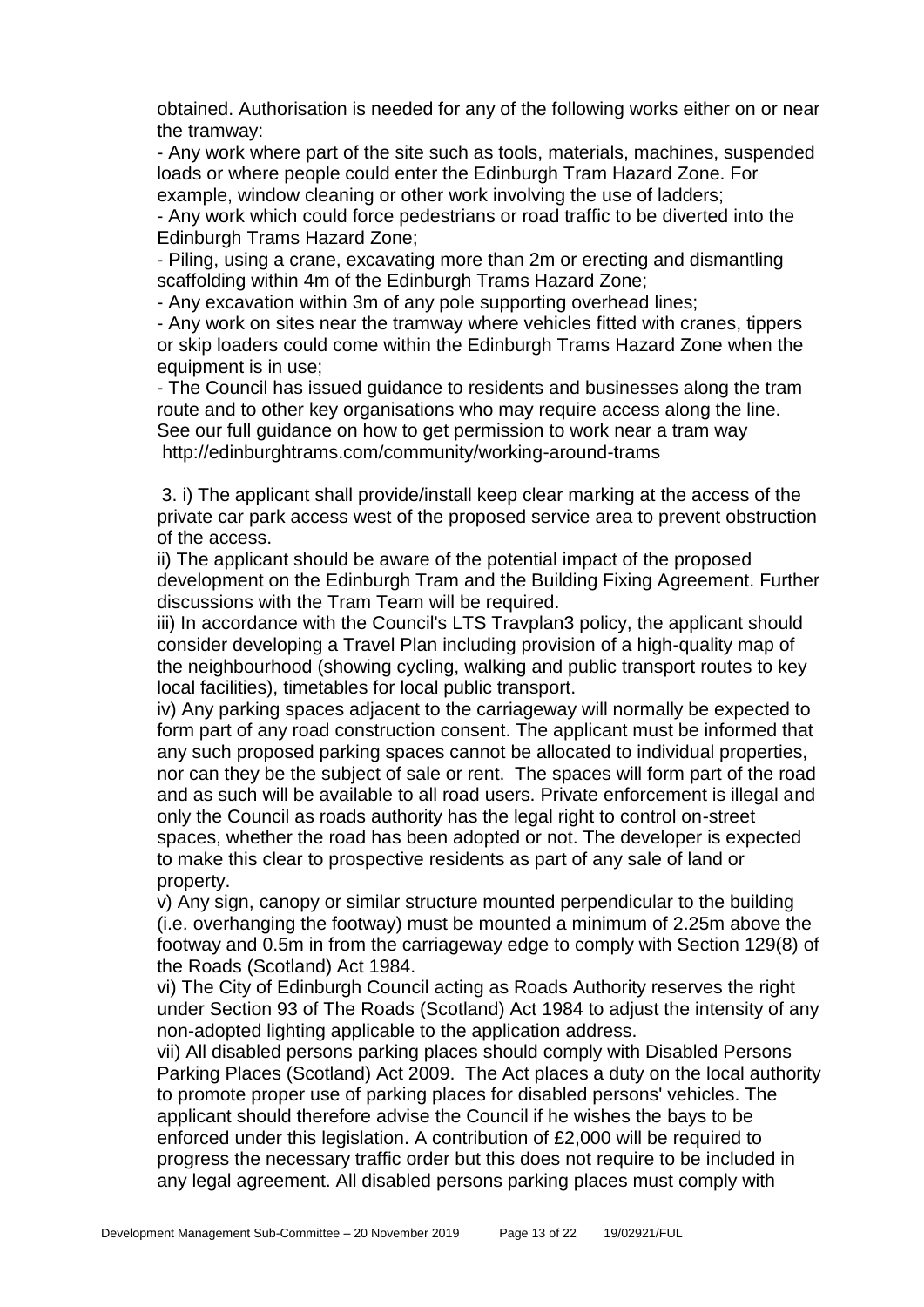obtained. Authorisation is needed for any of the following works either on or near the tramway:

- Any work where part of the site such as tools, materials, machines, suspended loads or where people could enter the Edinburgh Tram Hazard Zone. For example, window cleaning or other work involving the use of ladders;
- Any work which could force pedestrians or road traffic to be diverted into the Edinburgh Trams Hazard Zone;
- Piling, using a crane, excavating more than 2m or erecting and dismantling scaffolding within 4m of the Edinburgh Trams Hazard Zone;
- Any excavation within 3m of any pole supporting overhead lines;
- Any work on sites near the tramway where vehicles fitted with cranes, tippers or skip loaders could come within the Edinburgh Trams Hazard Zone when the equipment is in use;
- The Council has issued guidance to residents and businesses along the tram route and to other key organisations who may require access along the line. See our full guidance on how to get permission to work near a tram way http://edinburghtrams.com/community/working-around-trams

3. i) The applicant shall provide/install keep clear marking at the access of the private car park access west of the proposed service area to prevent obstruction of the access.

ii) The applicant should be aware of the potential impact of the proposed development on the Edinburgh Tram and the Building Fixing Agreement. Further discussions with the Tram Team will be required.

iii) In accordance with the Council's LTS Travplan3 policy, the applicant should consider developing a Travel Plan including provision of a high-quality map of the neighbourhood (showing cycling, walking and public transport routes to key local facilities), timetables for local public transport.

iv) Any parking spaces adjacent to the carriageway will normally be expected to form part of any road construction consent. The applicant must be informed that any such proposed parking spaces cannot be allocated to individual properties, nor can they be the subject of sale or rent. The spaces will form part of the road and as such will be available to all road users. Private enforcement is illegal and only the Council as roads authority has the legal right to control on-street spaces, whether the road has been adopted or not. The developer is expected to make this clear to prospective residents as part of any sale of land or property.

v) Any sign, canopy or similar structure mounted perpendicular to the building (i.e. overhanging the footway) must be mounted a minimum of 2.25m above the footway and 0.5m in from the carriageway edge to comply with Section 129(8) of the Roads (Scotland) Act 1984.

vi) The City of Edinburgh Council acting as Roads Authority reserves the right under Section 93 of The Roads (Scotland) Act 1984 to adjust the intensity of any non-adopted lighting applicable to the application address.

vii) All disabled persons parking places should comply with Disabled Persons Parking Places (Scotland) Act 2009. The Act places a duty on the local authority to promote proper use of parking places for disabled persons' vehicles. The applicant should therefore advise the Council if he wishes the bays to be enforced under this legislation. A contribution of £2,000 will be required to progress the necessary traffic order but this does not require to be included in any legal agreement. All disabled persons parking places must comply with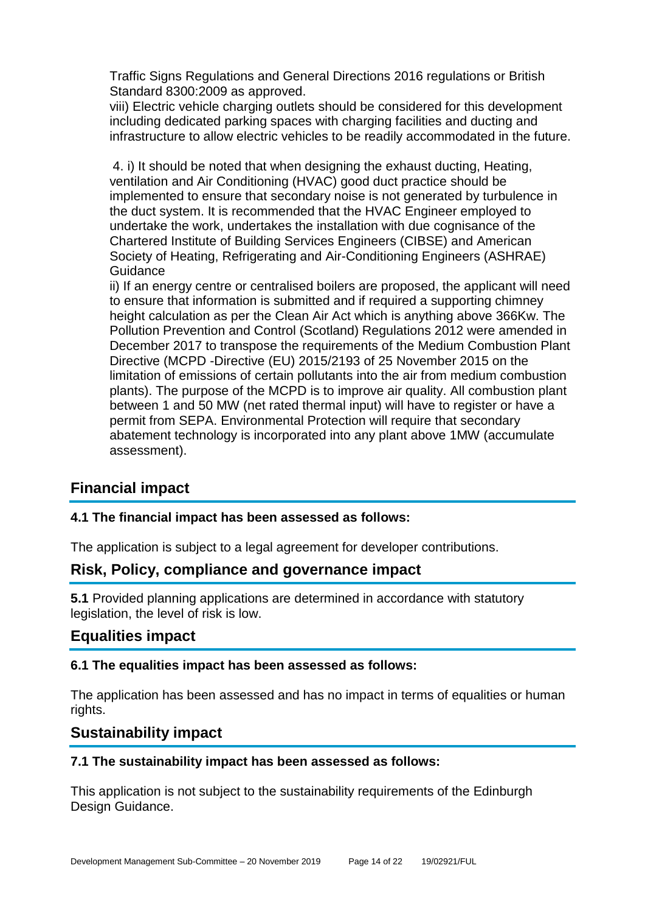Traffic Signs Regulations and General Directions 2016 regulations or British Standard 8300:2009 as approved.

viii) Electric vehicle charging outlets should be considered for this development including dedicated parking spaces with charging facilities and ducting and infrastructure to allow electric vehicles to be readily accommodated in the future.

4. i) It should be noted that when designing the exhaust ducting, Heating, ventilation and Air Conditioning (HVAC) good duct practice should be implemented to ensure that secondary noise is not generated by turbulence in the duct system. It is recommended that the HVAC Engineer employed to undertake the work, undertakes the installation with due cognisance of the Chartered Institute of Building Services Engineers (CIBSE) and American Society of Heating, Refrigerating and Air-Conditioning Engineers (ASHRAE) Guidance

ii) If an energy centre or centralised boilers are proposed, the applicant will need to ensure that information is submitted and if required a supporting chimney height calculation as per the Clean Air Act which is anything above 366Kw. The Pollution Prevention and Control (Scotland) Regulations 2012 were amended in December 2017 to transpose the requirements of the Medium Combustion Plant Directive (MCPD -Directive (EU) 2015/2193 of 25 November 2015 on the limitation of emissions of certain pollutants into the air from medium combustion plants). The purpose of the MCPD is to improve air quality. All combustion plant between 1 and 50 MW (net rated thermal input) will have to register or have a permit from SEPA. Environmental Protection will require that secondary abatement technology is incorporated into any plant above 1MW (accumulate assessment).

## Financial impact

### 4.1 The financial impact has been assessed as follows:

The application is subject to a legal agreement for developer contributions.

## Risk, Policy, compliance and governance impact

**5.1** Provided planning applications are determined in accordance with statutory legislation, the level of risk is low.

## Equalities impact

### 6.1 The equalities impact has been assessed as follows:

The application has been assessed and has no impact in terms of equalities or human rights.

## Sustainability impact

### 7.1 The sustainability impact has been assessed as follows:

This application is not subject to the sustainability requirements of the Edinburgh Design Guidance.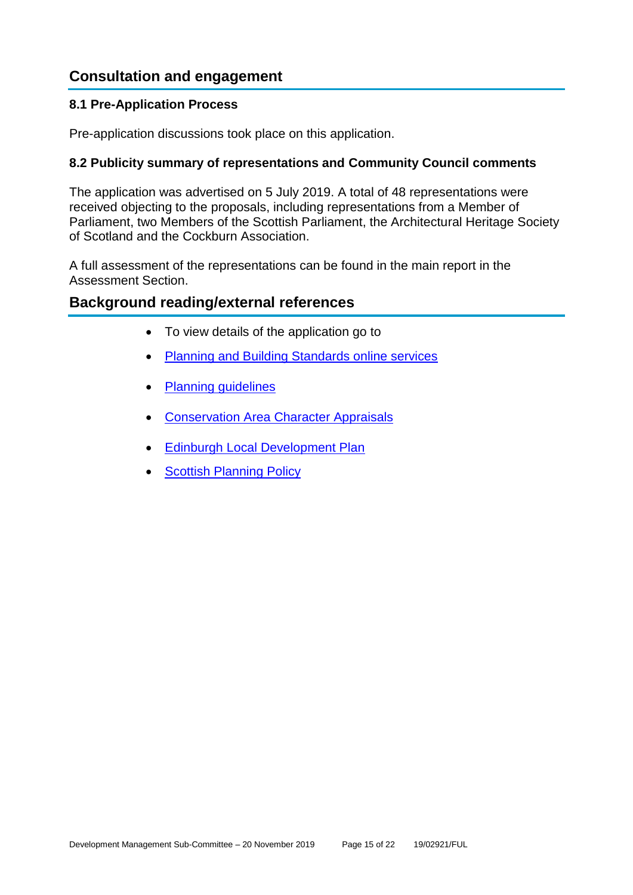## Consultation and engagement

### 8.1 Pre-Application Process

Pre-application discussions took place on this application.

### 8.2 Publicity summary of representations and Community Council comments

The application was advertised on 5 July 2019. A total of 48 representations were received objecting to the proposals, including representations from a Member of Parliament, two Members of the Scottish Parliament, the Architectural Heritage Society of Scotland and the Cockburn Association.

A full assessment of the representations can be found in the main report in the Assessment Section.

## Background reading/external references

- To view details of the application go to
- Planning and Building Standards online services
- Planning guidelines
- Conservation Area Character Appraisals
- Edinburgh Local Development Plan
- Scottish Planning Policy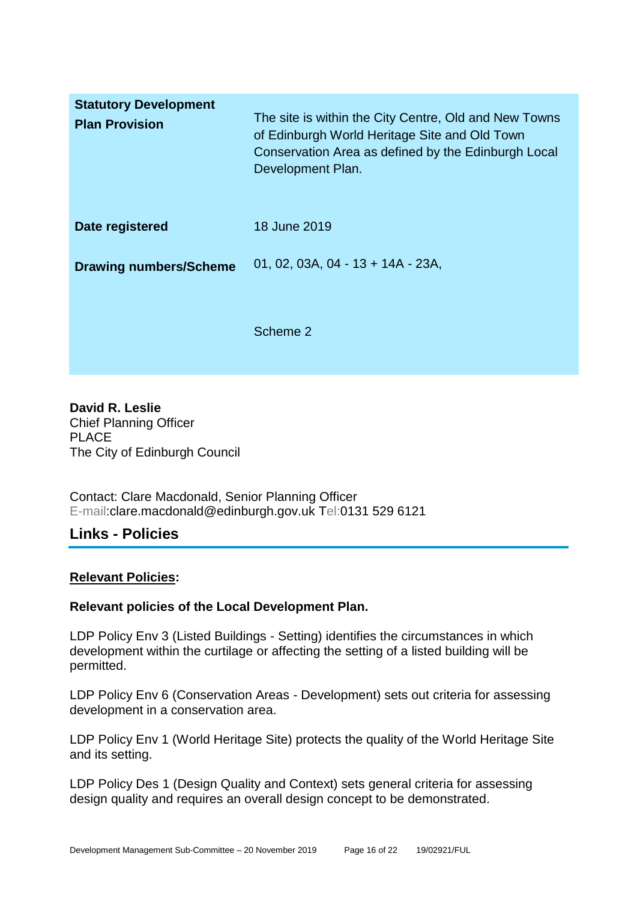| | |
|---|---|
| **Statutory Development Plan Provision** | The site is within the City Centre, Old and New Towns of Edinburgh World Heritage Site and Old Town Conservation Area as defined by the Edinburgh Local Development Plan. |
| **Date registered** | 18 June 2019 |
| **Drawing numbers/Scheme** | 01, 02, 03A, 04 - 13 + 14A - 23A,<br><br>Scheme 2 |

**David R. Leslie**
Chief Planning Officer
PLACE
The City of Edinburgh Council

Contact: Clare Macdonald, Senior Planning Officer
E-mail:clare.macdonald@edinburgh.gov.uk Tel:0131 529 6121

## Links - Policies

**Relevant Policies:**

**Relevant policies of the Local Development Plan.**

LDP Policy Env 3 (Listed Buildings - Setting) identifies the circumstances in which development within the curtilage or affecting the setting of a listed building will be permitted.

LDP Policy Env 6 (Conservation Areas - Development) sets out criteria for assessing development in a conservation area.

LDP Policy Env 1 (World Heritage Site) protects the quality of the World Heritage Site and its setting.

LDP Policy Des 1 (Design Quality and Context) sets general criteria for assessing design quality and requires an overall design concept to be demonstrated.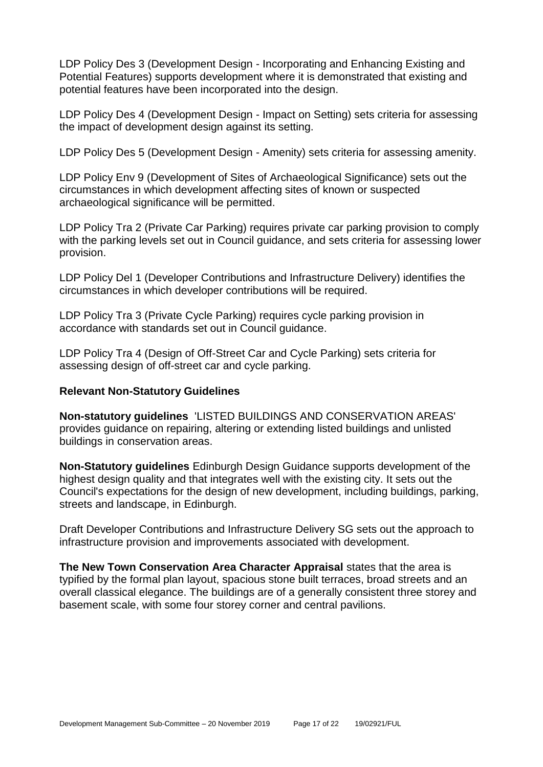LDP Policy Des 3 (Development Design - Incorporating and Enhancing Existing and Potential Features) supports development where it is demonstrated that existing and potential features have been incorporated into the design.

LDP Policy Des 4 (Development Design - Impact on Setting) sets criteria for assessing the impact of development design against its setting.

LDP Policy Des 5 (Development Design - Amenity) sets criteria for assessing amenity.

LDP Policy Env 9 (Development of Sites of Archaeological Significance) sets out the circumstances in which development affecting sites of known or suspected archaeological significance will be permitted.

LDP Policy Tra 2 (Private Car Parking) requires private car parking provision to comply with the parking levels set out in Council guidance, and sets criteria for assessing lower provision.

LDP Policy Del 1 (Developer Contributions and Infrastructure Delivery) identifies the circumstances in which developer contributions will be required.

LDP Policy Tra 3 (Private Cycle Parking) requires cycle parking provision in accordance with standards set out in Council guidance.

LDP Policy Tra 4 (Design of Off-Street Car and Cycle Parking) sets criteria for assessing design of off-street car and cycle parking.

**Relevant Non-Statutory Guidelines**

**Non-statutory guidelines** 'LISTED BUILDINGS AND CONSERVATION AREAS' provides guidance on repairing, altering or extending listed buildings and unlisted buildings in conservation areas.

**Non-Statutory guidelines** Edinburgh Design Guidance supports development of the highest design quality and that integrates well with the existing city. It sets out the Council's expectations for the design of new development, including buildings, parking, streets and landscape, in Edinburgh.

Draft Developer Contributions and Infrastructure Delivery SG sets out the approach to infrastructure provision and improvements associated with development.

**The New Town Conservation Area Character Appraisal** states that the area is typified by the formal plan layout, spacious stone built terraces, broad streets and an overall classical elegance. The buildings are of a generally consistent three storey and basement scale, with some four storey corner and central pavilions.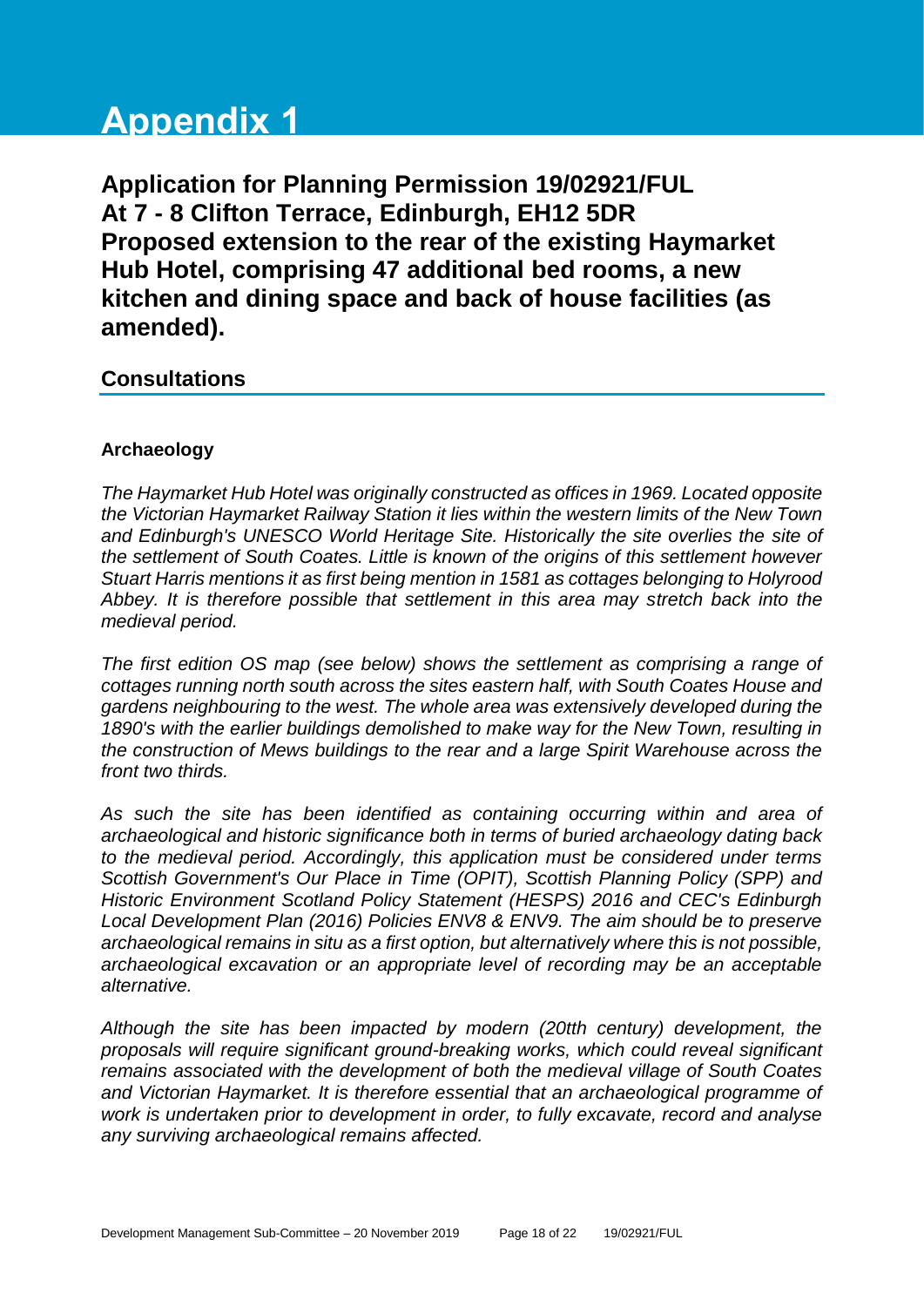# Appendix 1

## Application for Planning Permission 19/02921/FUL
## At 7 - 8 Clifton Terrace, Edinburgh, EH12 5DR
## Proposed extension to the rear of the existing Haymarket Hub Hotel, comprising 47 additional bed rooms, a new kitchen and dining space and back of house facilities (as amended).

### Consultations

**Archaeology**

*The Haymarket Hub Hotel was originally constructed as offices in 1969. Located opposite the Victorian Haymarket Railway Station it lies within the western limits of the New Town and Edinburgh's UNESCO World Heritage Site. Historically the site overlies the site of the settlement of South Coates. Little is known of the origins of this settlement however Stuart Harris mentions it as first being mention in 1581 as cottages belonging to Holyrood Abbey. It is therefore possible that settlement in this area may stretch back into the medieval period.*

*The first edition OS map (see below) shows the settlement as comprising a range of cottages running north south across the sites eastern half, with South Coates House and gardens neighbouring to the west. The whole area was extensively developed during the 1890's with the earlier buildings demolished to make way for the New Town, resulting in the construction of Mews buildings to the rear and a large Spirit Warehouse across the front two thirds.*

*As such the site has been identified as containing occurring within and area of archaeological and historic significance both in terms of buried archaeology dating back to the medieval period. Accordingly, this application must be considered under terms Scottish Government's Our Place in Time (OPIT), Scottish Planning Policy (SPP) and Historic Environment Scotland Policy Statement (HESPS) 2016 and CEC's Edinburgh Local Development Plan (2016) Policies ENV8 & ENV9. The aim should be to preserve archaeological remains in situ as a first option, but alternatively where this is not possible, archaeological excavation or an appropriate level of recording may be an acceptable alternative.*

*Although the site has been impacted by modern (20tth century) development, the proposals will require significant ground-breaking works, which could reveal significant remains associated with the development of both the medieval village of South Coates and Victorian Haymarket. It is therefore essential that an archaeological programme of work is undertaken prior to development in order, to fully excavate, record and analyse any surviving archaeological remains affected.*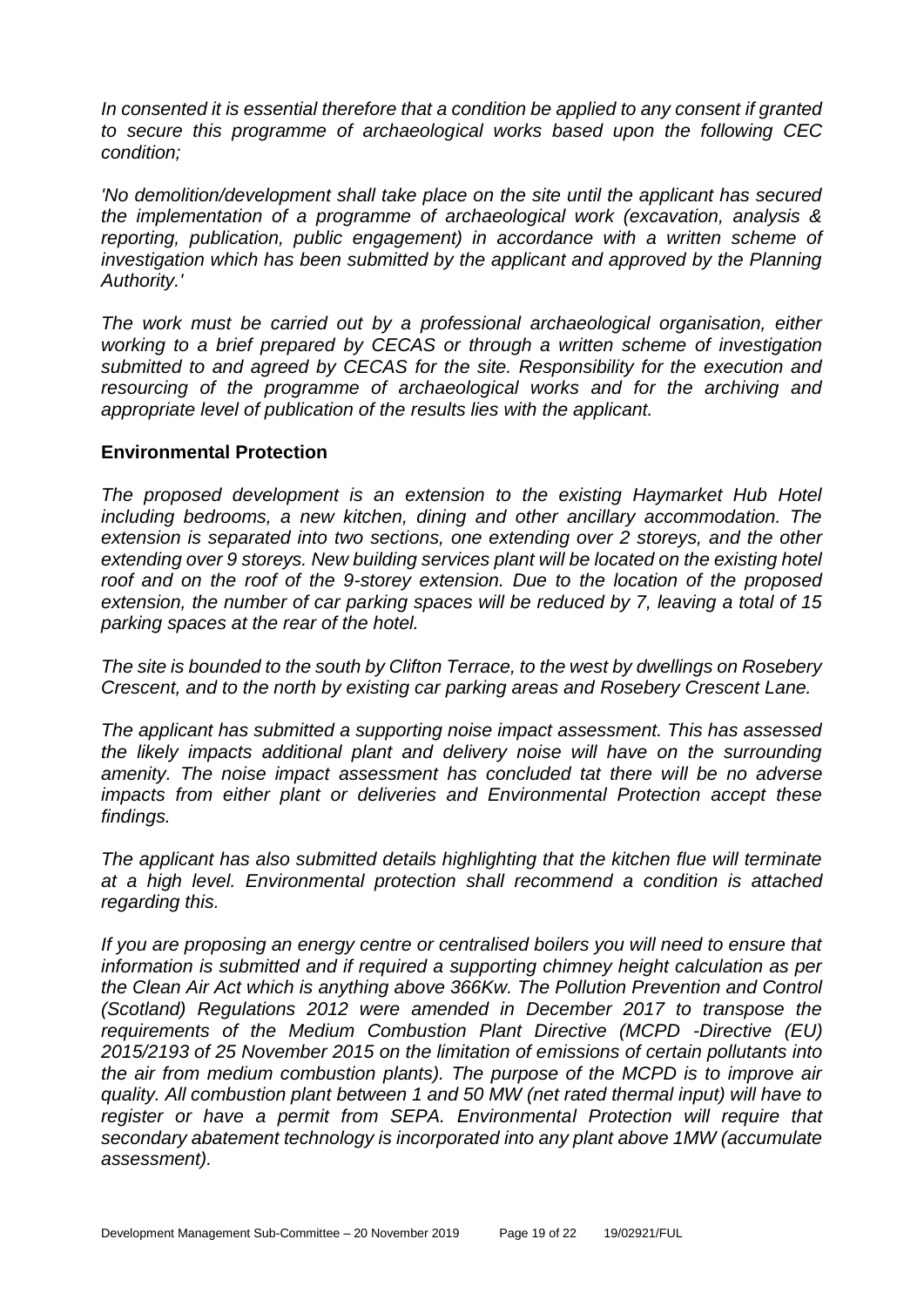*In consented it is essential therefore that a condition be applied to any consent if granted to secure this programme of archaeological works based upon the following CEC condition;*

*'No demolition/development shall take place on the site until the applicant has secured the implementation of a programme of archaeological work (excavation, analysis & reporting, publication, public engagement) in accordance with a written scheme of investigation which has been submitted by the applicant and approved by the Planning Authority.'*

*The work must be carried out by a professional archaeological organisation, either working to a brief prepared by CECAS or through a written scheme of investigation submitted to and agreed by CECAS for the site. Responsibility for the execution and resourcing of the programme of archaeological works and for the archiving and appropriate level of publication of the results lies with the applicant.*

**Environmental Protection**

*The proposed development is an extension to the existing Haymarket Hub Hotel including bedrooms, a new kitchen, dining and other ancillary accommodation. The extension is separated into two sections, one extending over 2 storeys, and the other extending over 9 storeys. New building services plant will be located on the existing hotel roof and on the roof of the 9-storey extension. Due to the location of the proposed extension, the number of car parking spaces will be reduced by 7, leaving a total of 15 parking spaces at the rear of the hotel.*

*The site is bounded to the south by Clifton Terrace, to the west by dwellings on Rosebery Crescent, and to the north by existing car parking areas and Rosebery Crescent Lane.*

*The applicant has submitted a supporting noise impact assessment. This has assessed the likely impacts additional plant and delivery noise will have on the surrounding amenity. The noise impact assessment has concluded tat there will be no adverse impacts from either plant or deliveries and Environmental Protection accept these findings.*

*The applicant has also submitted details highlighting that the kitchen flue will terminate at a high level. Environmental protection shall recommend a condition is attached regarding this.*

*If you are proposing an energy centre or centralised boilers you will need to ensure that information is submitted and if required a supporting chimney height calculation as per the Clean Air Act which is anything above 366Kw. The Pollution Prevention and Control (Scotland) Regulations 2012 were amended in December 2017 to transpose the requirements of the Medium Combustion Plant Directive (MCPD -Directive (EU) 2015/2193 of 25 November 2015 on the limitation of emissions of certain pollutants into the air from medium combustion plants). The purpose of the MCPD is to improve air quality. All combustion plant between 1 and 50 MW (net rated thermal input) will have to register or have a permit from SEPA. Environmental Protection will require that secondary abatement technology is incorporated into any plant above 1MW (accumulate assessment).*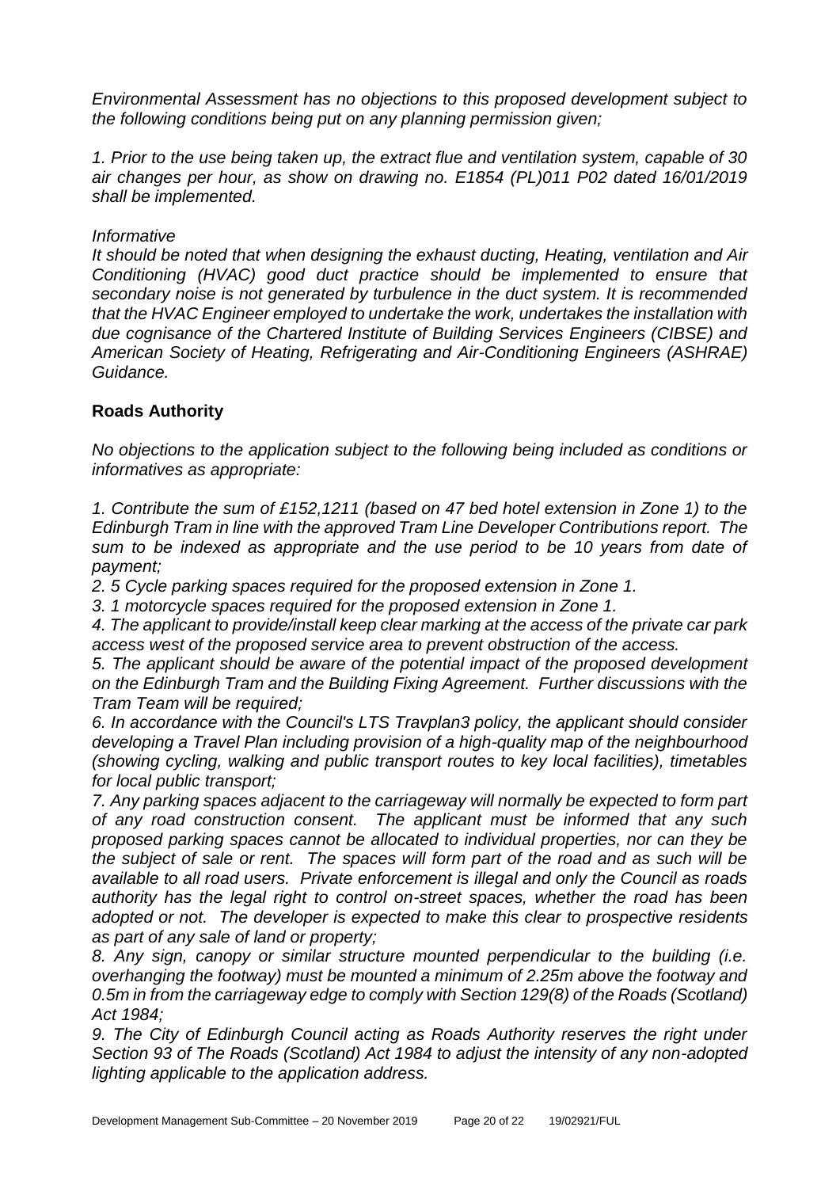*Environmental Assessment has no objections to this proposed development subject to the following conditions being put on any planning permission given;*

*1. Prior to the use being taken up, the extract flue and ventilation system, capable of 30 air changes per hour, as show on drawing no. E1854 (PL)011 P02 dated 16/01/2019 shall be implemented.*

*Informative*

*It should be noted that when designing the exhaust ducting, Heating, ventilation and Air Conditioning (HVAC) good duct practice should be implemented to ensure that secondary noise is not generated by turbulence in the duct system. It is recommended that the HVAC Engineer employed to undertake the work, undertakes the installation with due cognisance of the Chartered Institute of Building Services Engineers (CIBSE) and American Society of Heating, Refrigerating and Air-Conditioning Engineers (ASHRAE) Guidance.*

## Roads Authority

*No objections to the application subject to the following being included as conditions or informatives as appropriate:*

*1. Contribute the sum of £152,1211 (based on 47 bed hotel extension in Zone 1) to the Edinburgh Tram in line with the approved Tram Line Developer Contributions report. The sum to be indexed as appropriate and the use period to be 10 years from date of payment;*

*2. 5 Cycle parking spaces required for the proposed extension in Zone 1.*

*3. 1 motorcycle spaces required for the proposed extension in Zone 1.*

*4. The applicant to provide/install keep clear marking at the access of the private car park access west of the proposed service area to prevent obstruction of the access.*

*5. The applicant should be aware of the potential impact of the proposed development on the Edinburgh Tram and the Building Fixing Agreement. Further discussions with the Tram Team will be required;*

*6. In accordance with the Council's LTS Travplan3 policy, the applicant should consider developing a Travel Plan including provision of a high-quality map of the neighbourhood (showing cycling, walking and public transport routes to key local facilities), timetables for local public transport;*

*7. Any parking spaces adjacent to the carriageway will normally be expected to form part of any road construction consent. The applicant must be informed that any such proposed parking spaces cannot be allocated to individual properties, nor can they be the subject of sale or rent. The spaces will form part of the road and as such will be available to all road users. Private enforcement is illegal and only the Council as roads authority has the legal right to control on-street spaces, whether the road has been adopted or not. The developer is expected to make this clear to prospective residents as part of any sale of land or property;*

*8. Any sign, canopy or similar structure mounted perpendicular to the building (i.e. overhanging the footway) must be mounted a minimum of 2.25m above the footway and 0.5m in from the carriageway edge to comply with Section 129(8) of the Roads (Scotland) Act 1984;*

*9. The City of Edinburgh Council acting as Roads Authority reserves the right under Section 93 of The Roads (Scotland) Act 1984 to adjust the intensity of any non-adopted lighting applicable to the application address.*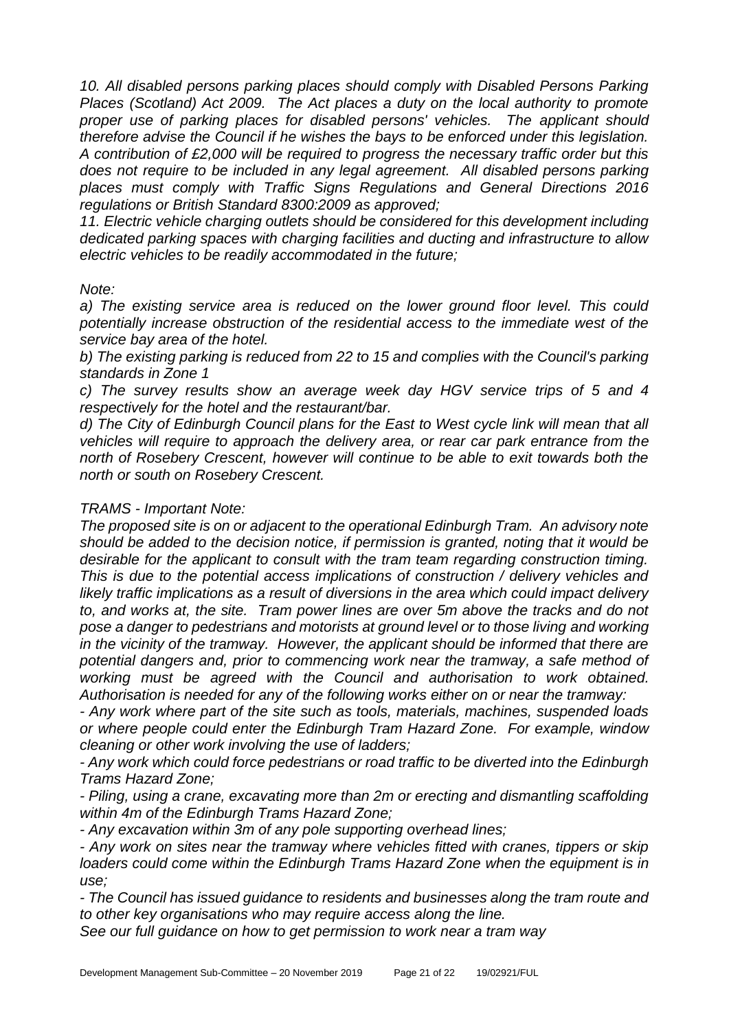*10. All disabled persons parking places should comply with Disabled Persons Parking Places (Scotland) Act 2009. The Act places a duty on the local authority to promote proper use of parking places for disabled persons' vehicles. The applicant should therefore advise the Council if he wishes the bays to be enforced under this legislation. A contribution of £2,000 will be required to progress the necessary traffic order but this does not require to be included in any legal agreement. All disabled persons parking places must comply with Traffic Signs Regulations and General Directions 2016 regulations or British Standard 8300:2009 as approved;*

*11. Electric vehicle charging outlets should be considered for this development including dedicated parking spaces with charging facilities and ducting and infrastructure to allow electric vehicles to be readily accommodated in the future;*

*Note:*

*a) The existing service area is reduced on the lower ground floor level. This could potentially increase obstruction of the residential access to the immediate west of the service bay area of the hotel.*

*b) The existing parking is reduced from 22 to 15 and complies with the Council's parking standards in Zone 1*

*c) The survey results show an average week day HGV service trips of 5 and 4 respectively for the hotel and the restaurant/bar.*

*d) The City of Edinburgh Council plans for the East to West cycle link will mean that all vehicles will require to approach the delivery area, or rear car park entrance from the north of Rosebery Crescent, however will continue to be able to exit towards both the north or south on Rosebery Crescent.*

*TRAMS - Important Note:*

*The proposed site is on or adjacent to the operational Edinburgh Tram. An advisory note should be added to the decision notice, if permission is granted, noting that it would be desirable for the applicant to consult with the tram team regarding construction timing. This is due to the potential access implications of construction / delivery vehicles and likely traffic implications as a result of diversions in the area which could impact delivery to, and works at, the site. Tram power lines are over 5m above the tracks and do not pose a danger to pedestrians and motorists at ground level or to those living and working in the vicinity of the tramway. However, the applicant should be informed that there are potential dangers and, prior to commencing work near the tramway, a safe method of working must be agreed with the Council and authorisation to work obtained. Authorisation is needed for any of the following works either on or near the tramway:*

*- Any work where part of the site such as tools, materials, machines, suspended loads or where people could enter the Edinburgh Tram Hazard Zone. For example, window cleaning or other work involving the use of ladders;*

*- Any work which could force pedestrians or road traffic to be diverted into the Edinburgh Trams Hazard Zone;*

*- Piling, using a crane, excavating more than 2m or erecting and dismantling scaffolding within 4m of the Edinburgh Trams Hazard Zone;*

*- Any excavation within 3m of any pole supporting overhead lines;*

*- Any work on sites near the tramway where vehicles fitted with cranes, tippers or skip loaders could come within the Edinburgh Trams Hazard Zone when the equipment is in use;*

*- The Council has issued guidance to residents and businesses along the tram route and to other key organisations who may require access along the line.*

*See our full guidance on how to get permission to work near a tram way*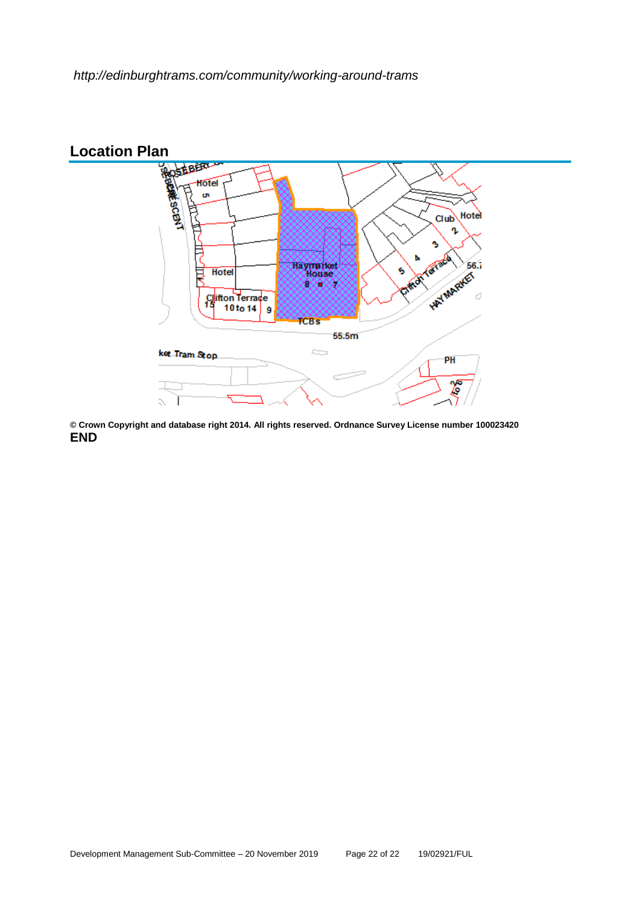*http://edinburghtrams.com/community/working-around-trams*

## Location Plan

ROSEBERY CRESCENT
Hotel
5
Hotel
Haymarket House
8
7
Clifton Terrace
15
10 to 14
9
TCBs
55.5m
Club
Hotel
2
3
4
5
Clifton Terrace
56.7
HAYMARKET
ket Tram Stop
PH
2 to 6

**© Crown Copyright and database right 2014. All rights reserved. Ordnance Survey License number 100023420**

**END**